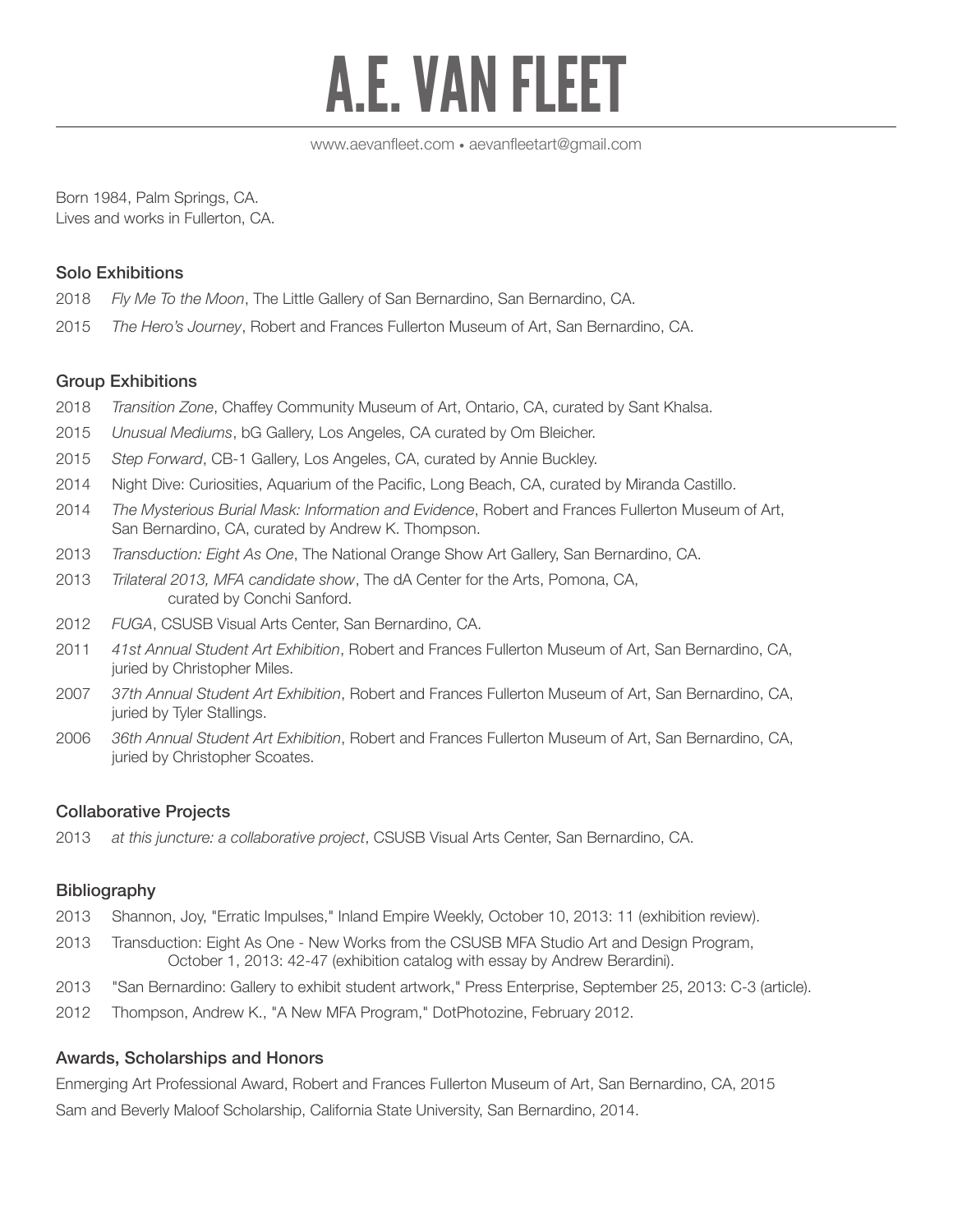# A.E. VAN FLEET

www.aevanfleet.com • aevanfleetart@gmail.com

Born 1984, Palm Springs, CA.
Lives and works in Fullerton, CA.

## Solo Exhibitions

2018 *Fly Me To the Moon*, The Little Gallery of San Bernardino, San Bernardino, CA.

2015 *The Hero's Journey*, Robert and Frances Fullerton Museum of Art, San Bernardino, CA.

## Group Exhibitions

2018 *Transition Zone*, Chaffey Community Museum of Art, Ontario, CA, curated by Sant Khalsa.

2015 *Unusual Mediums*, bG Gallery, Los Angeles, CA curated by Om Bleicher.

2015 *Step Forward*, CB-1 Gallery, Los Angeles, CA, curated by Annie Buckley.

2014 Night Dive: Curiosities, Aquarium of the Pacific, Long Beach, CA, curated by Miranda Castillo.

2014 *The Mysterious Burial Mask: Information and Evidence*, Robert and Frances Fullerton Museum of Art, San Bernardino, CA, curated by Andrew K. Thompson.

2013 *Transduction: Eight As One*, The National Orange Show Art Gallery, San Bernardino, CA.

2013 *Trilateral 2013, MFA candidate show*, The dA Center for the Arts, Pomona, CA, curated by Conchi Sanford.

2012 *FUGA*, CSUSB Visual Arts Center, San Bernardino, CA.

2011 *41st Annual Student Art Exhibition*, Robert and Frances Fullerton Museum of Art, San Bernardino, CA, juried by Christopher Miles.

2007 *37th Annual Student Art Exhibition*, Robert and Frances Fullerton Museum of Art, San Bernardino, CA, juried by Tyler Stallings.

2006 *36th Annual Student Art Exhibition*, Robert and Frances Fullerton Museum of Art, San Bernardino, CA, juried by Christopher Scoates.

## Collaborative Projects

2013 *at this juncture: a collaborative project*, CSUSB Visual Arts Center, San Bernardino, CA.

## Bibliography

2013 Shannon, Joy, "Erratic Impulses," Inland Empire Weekly, October 10, 2013: 11 (exhibition review).

2013 Transduction: Eight As One - New Works from the CSUSB MFA Studio Art and Design Program, October 1, 2013: 42-47 (exhibition catalog with essay by Andrew Berardini).

2013 "San Bernardino: Gallery to exhibit student artwork," Press Enterprise, September 25, 2013: C-3 (article).

2012 Thompson, Andrew K., "A New MFA Program," DotPhotozine, February 2012.

## Awards, Scholarships and Honors

Enmerging Art Professional Award, Robert and Frances Fullerton Museum of Art, San Bernardino, CA, 2015

Sam and Beverly Maloof Scholarship, California State University, San Bernardino, 2014.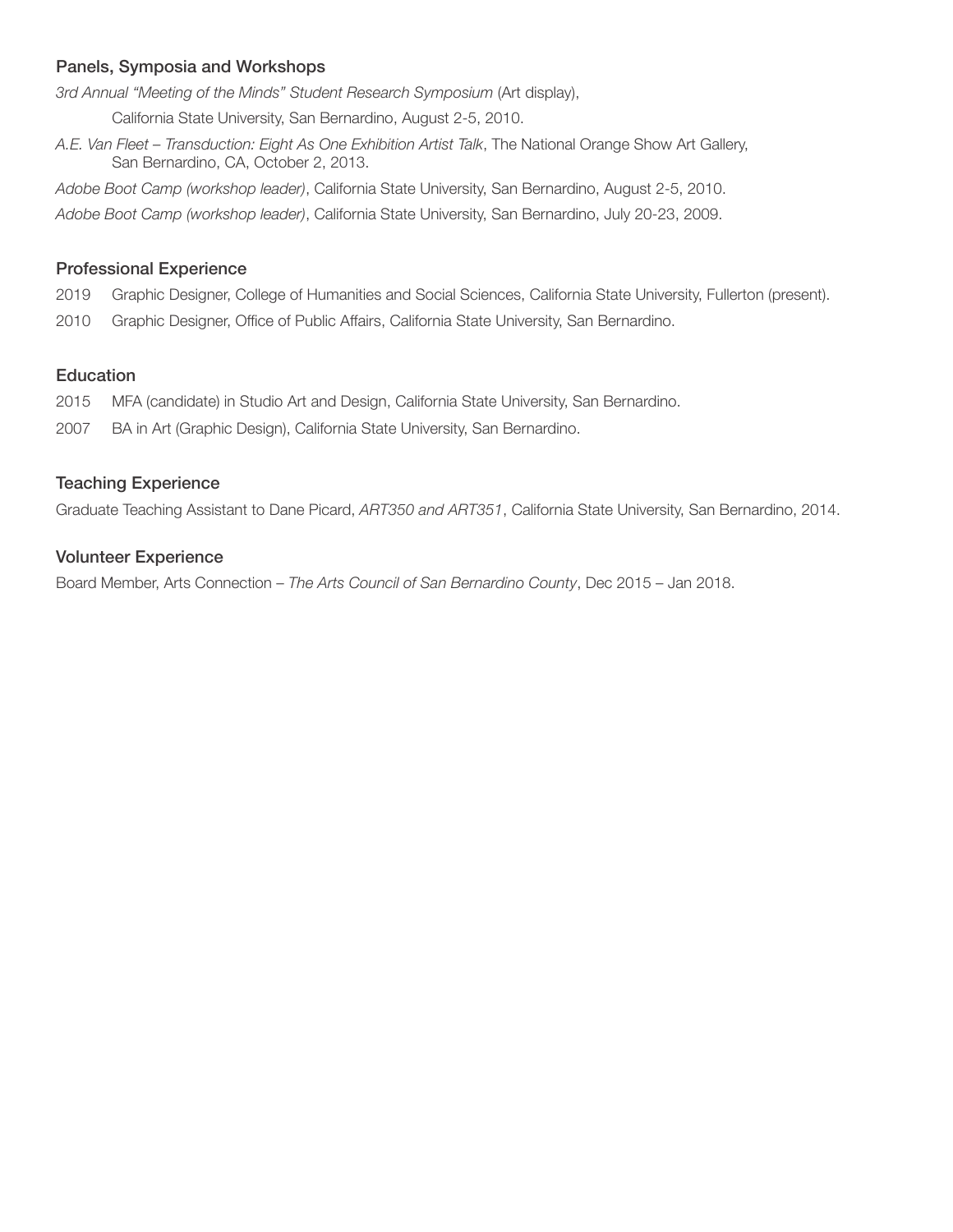## Panels, Symposia and Workshops

*3rd Annual "Meeting of the Minds" Student Research Symposium* (Art display), California State University, San Bernardino, August 2-5, 2010.

*A.E. Van Fleet – Transduction: Eight As One Exhibition Artist Talk*, The National Orange Show Art Gallery, San Bernardino, CA, October 2, 2013.

*Adobe Boot Camp (workshop leader)*, California State University, San Bernardino, August 2-5, 2010.

*Adobe Boot Camp (workshop leader)*, California State University, San Bernardino, July 20-23, 2009.

## Professional Experience

2019 Graphic Designer, College of Humanities and Social Sciences, California State University, Fullerton (present).

2010 Graphic Designer, Office of Public Affairs, California State University, San Bernardino.

## Education

2015 MFA (candidate) in Studio Art and Design, California State University, San Bernardino.

2007 BA in Art (Graphic Design), California State University, San Bernardino.

## Teaching Experience

Graduate Teaching Assistant to Dane Picard, *ART350 and ART351*, California State University, San Bernardino, 2014.

## Volunteer Experience

Board Member, Arts Connection – *The Arts Council of San Bernardino County*, Dec 2015 – Jan 2018.